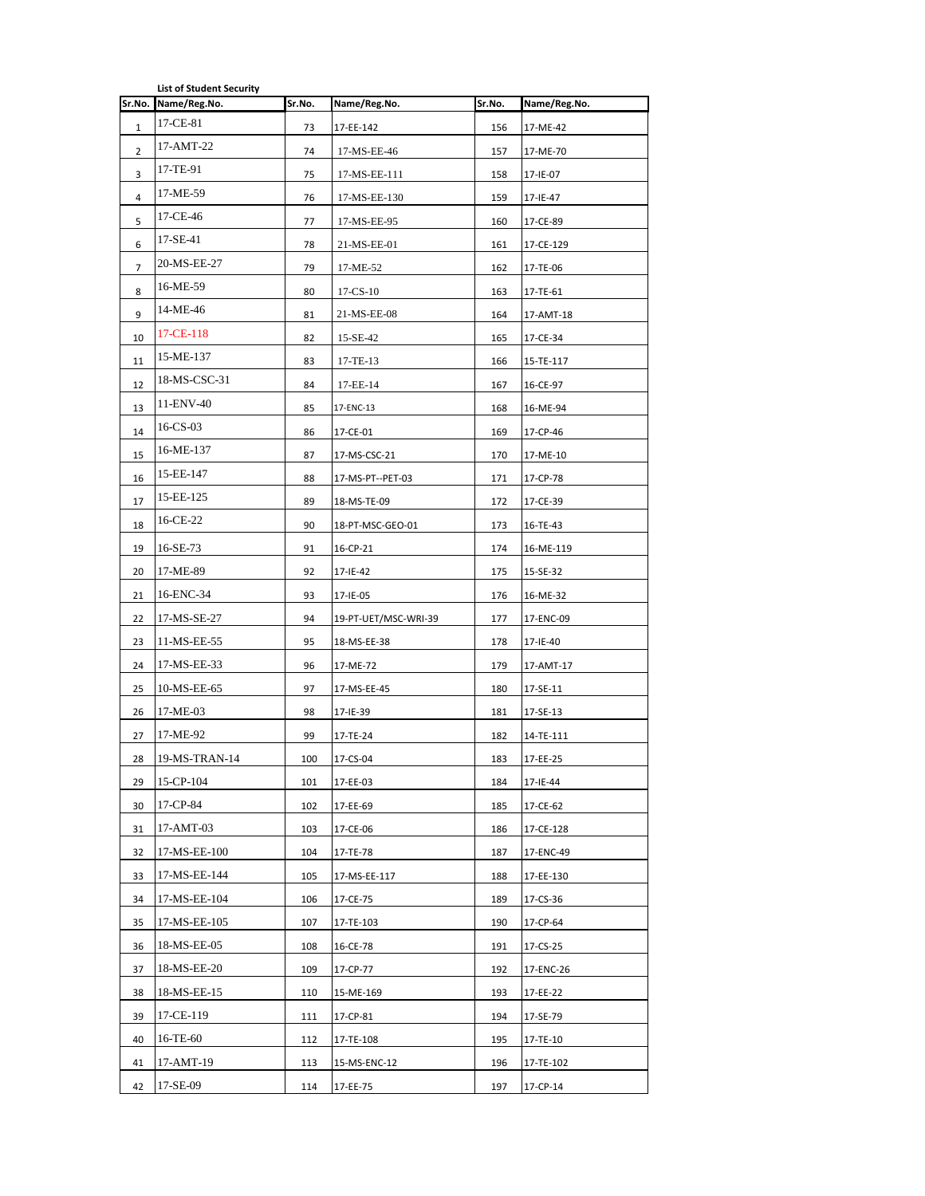**List of Student Security**

| Sr.No. | Name/Reg.No. | Sr.No. | Name/Reg.No. | Sr.No. | Name/Reg.No. |
|---|---|---|---|---|---|
| 1 | 17-CE-81 | 73 | 17-EE-142 | 156 | 17-ME-42 |
| 2 | 17-AMT-22 | 74 | 17-MS-EE-46 | 157 | 17-ME-70 |
| 3 | 17-TE-91 | 75 | 17-MS-EE-111 | 158 | 17-IE-07 |
| 4 | 17-ME-59 | 76 | 17-MS-EE-130 | 159 | 17-IE-47 |
| 5 | 17-CE-46 | 77 | 17-MS-EE-95 | 160 | 17-CE-89 |
| 6 | 17-SE-41 | 78 | 21-MS-EE-01 | 161 | 17-CE-129 |
| 7 | 20-MS-EE-27 | 79 | 17-ME-52 | 162 | 17-TE-06 |
| 8 | 16-ME-59 | 80 | 17-CS-10 | 163 | 17-TE-61 |
| 9 | 14-ME-46 | 81 | 21-MS-EE-08 | 164 | 17-AMT-18 |
| 10 | 17-CE-118 | 82 | 15-SE-42 | 165 | 17-CE-34 |
| 11 | 15-ME-137 | 83 | 17-TE-13 | 166 | 15-TE-117 |
| 12 | 18-MS-CSC-31 | 84 | 17-EE-14 | 167 | 16-CE-97 |
| 13 | 11-ENV-40 | 85 | 17-ENC-13 | 168 | 16-ME-94 |
| 14 | 16-CS-03 | 86 | 17-CE-01 | 169 | 17-CP-46 |
| 15 | 16-ME-137 | 87 | 17-MS-CSC-21 | 170 | 17-ME-10 |
| 16 | 15-EE-147 | 88 | 17-MS-PT--PET-03 | 171 | 17-CP-78 |
| 17 | 15-EE-125 | 89 | 18-MS-TE-09 | 172 | 17-CE-39 |
| 18 | 16-CE-22 | 90 | 18-PT-MSC-GEO-01 | 173 | 16-TE-43 |
| 19 | 16-SE-73 | 91 | 16-CP-21 | 174 | 16-ME-119 |
| 20 | 17-ME-89 | 92 | 17-IE-42 | 175 | 15-SE-32 |
| 21 | 16-ENC-34 | 93 | 17-IE-05 | 176 | 16-ME-32 |
| 22 | 17-MS-SE-27 | 94 | 19-PT-UET/MSC-WRI-39 | 177 | 17-ENC-09 |
| 23 | 11-MS-EE-55 | 95 | 18-MS-EE-38 | 178 | 17-IE-40 |
| 24 | 17-MS-EE-33 | 96 | 17-ME-72 | 179 | 17-AMT-17 |
| 25 | 10-MS-EE-65 | 97 | 17-MS-EE-45 | 180 | 17-SE-11 |
| 26 | 17-ME-03 | 98 | 17-IE-39 | 181 | 17-SE-13 |
| 27 | 17-ME-92 | 99 | 17-TE-24 | 182 | 14-TE-111 |
| 28 | 19-MS-TRAN-14 | 100 | 17-CS-04 | 183 | 17-EE-25 |
| 29 | 15-CP-104 | 101 | 17-EE-03 | 184 | 17-IE-44 |
| 30 | 17-CP-84 | 102 | 17-EE-69 | 185 | 17-CE-62 |
| 31 | 17-AMT-03 | 103 | 17-CE-06 | 186 | 17-CE-128 |
| 32 | 17-MS-EE-100 | 104 | 17-TE-78 | 187 | 17-ENC-49 |
| 33 | 17-MS-EE-144 | 105 | 17-MS-EE-117 | 188 | 17-EE-130 |
| 34 | 17-MS-EE-104 | 106 | 17-CE-75 | 189 | 17-CS-36 |
| 35 | 17-MS-EE-105 | 107 | 17-TE-103 | 190 | 17-CP-64 |
| 36 | 18-MS-EE-05 | 108 | 16-CE-78 | 191 | 17-CS-25 |
| 37 | 18-MS-EE-20 | 109 | 17-CP-77 | 192 | 17-ENC-26 |
| 38 | 18-MS-EE-15 | 110 | 15-ME-169 | 193 | 17-EE-22 |
| 39 | 17-CE-119 | 111 | 17-CP-81 | 194 | 17-SE-79 |
| 40 | 16-TE-60 | 112 | 17-TE-108 | 195 | 17-TE-10 |
| 41 | 17-AMT-19 | 113 | 15-MS-ENC-12 | 196 | 17-TE-102 |
| 42 | 17-SE-09 | 114 | 17-EE-75 | 197 | 17-CP-14 |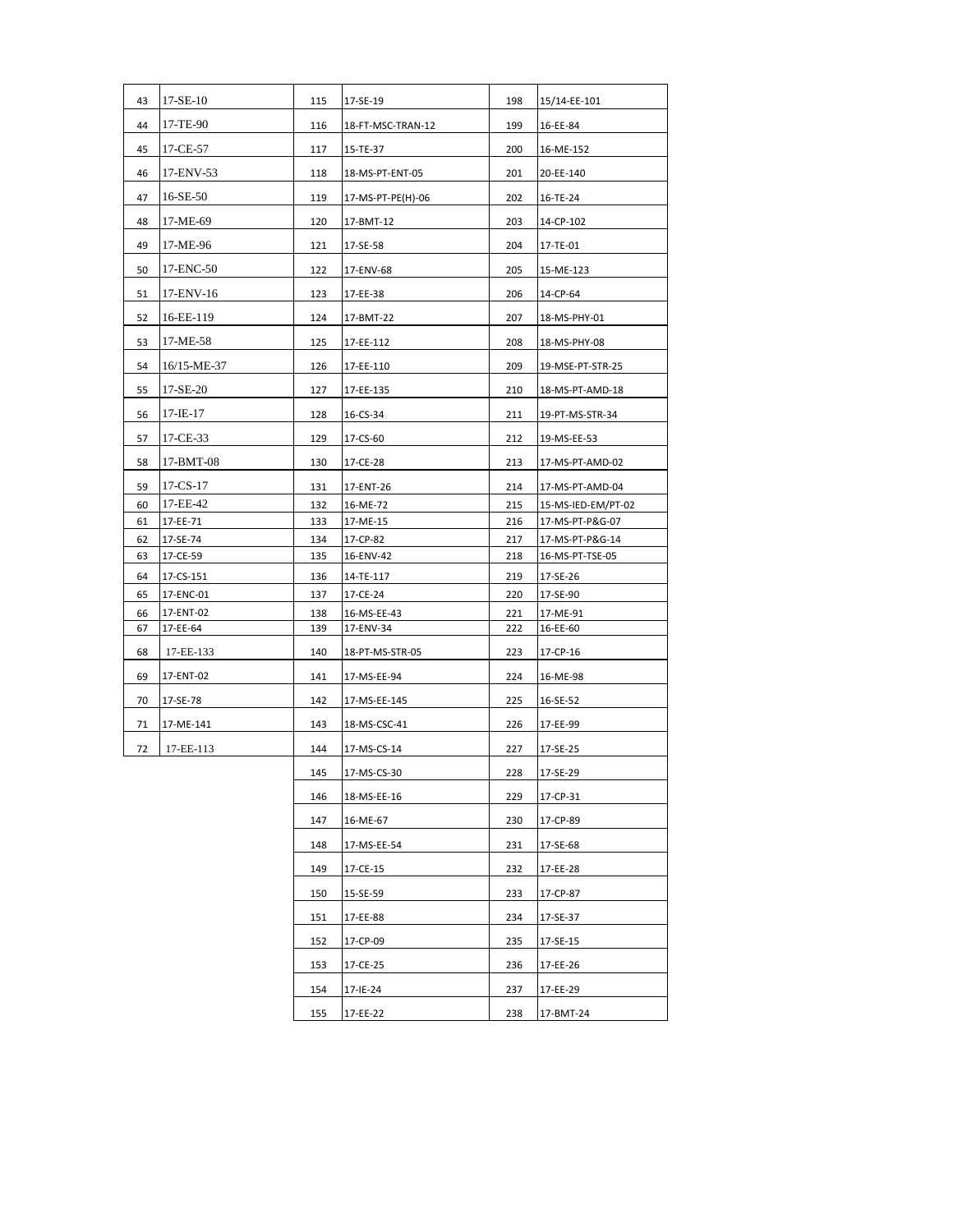| | | | | | |
|---|---|---|---|---|---|
| 43 | 17-SE-10 | 115 | 17-SE-19 | 198 | 15/14-EE-101 |
| 44 | 17-TE-90 | 116 | 18-FT-MSC-TRAN-12 | 199 | 16-EE-84 |
| 45 | 17-CE-57 | 117 | 15-TE-37 | 200 | 16-ME-152 |
| 46 | 17-ENV-53 | 118 | 18-MS-PT-ENT-05 | 201 | 20-EE-140 |
| 47 | 16-SE-50 | 119 | 17-MS-PT-PE(H)-06 | 202 | 16-TE-24 |
| 48 | 17-ME-69 | 120 | 17-BMT-12 | 203 | 14-CP-102 |
| 49 | 17-ME-96 | 121 | 17-SE-58 | 204 | 17-TE-01 |
| 50 | 17-ENC-50 | 122 | 17-ENV-68 | 205 | 15-ME-123 |
| 51 | 17-ENV-16 | 123 | 17-EE-38 | 206 | 14-CP-64 |
| 52 | 16-EE-119 | 124 | 17-BMT-22 | 207 | 18-MS-PHY-01 |
| 53 | 17-ME-58 | 125 | 17-EE-112 | 208 | 18-MS-PHY-08 |
| 54 | 16/15-ME-37 | 126 | 17-EE-110 | 209 | 19-MSE-PT-STR-25 |
| 55 | 17-SE-20 | 127 | 17-EE-135 | 210 | 18-MS-PT-AMD-18 |
| 56 | 17-IE-17 | 128 | 16-CS-34 | 211 | 19-PT-MS-STR-34 |
| 57 | 17-CE-33 | 129 | 17-CS-60 | 212 | 19-MS-EE-53 |
| 58 | 17-BMT-08 | 130 | 17-CE-28 | 213 | 17-MS-PT-AMD-02 |
| 59 | 17-CS-17 | 131 | 17-ENT-26 | 214 | 17-MS-PT-AMD-04 |
| 60 | 17-EE-42 | 132 | 16-ME-72 | 215 | 15-MS-IED-EM/PT-02 |
| 61 | 17-EE-71 | 133 | 17-ME-15 | 216 | 17-MS-PT-P&G-07 |
| 62 | 17-SE-74 | 134 | 17-CP-82 | 217 | 17-MS-PT-P&G-14 |
| 63 | 17-CE-59 | 135 | 16-ENV-42 | 218 | 16-MS-PT-TSE-05 |
| 64 | 17-CS-151 | 136 | 14-TE-117 | 219 | 17-SE-26 |
| 65 | 17-ENC-01 | 137 | 17-CE-24 | 220 | 17-SE-90 |
| 66 | 17-ENT-02 | 138 | 16-MS-EE-43 | 221 | 17-ME-91 |
| 67 | 17-EE-64 | 139 | 17-ENV-34 | 222 | 16-EE-60 |
| 68 | 17-EE-133 | 140 | 18-PT-MS-STR-05 | 223 | 17-CP-16 |
| 69 | 17-ENT-02 | 141 | 17-MS-EE-94 | 224 | 16-ME-98 |
| 70 | 17-SE-78 | 142 | 17-MS-EE-145 | 225 | 16-SE-52 |
| 71 | 17-ME-141 | 143 | 18-MS-CSC-41 | 226 | 17-EE-99 |
| 72 | 17-EE-113 | 144 | 17-MS-CS-14 | 227 | 17-SE-25 |
| | | 145 | 17-MS-CS-30 | 228 | 17-SE-29 |
| | | 146 | 18-MS-EE-16 | 229 | 17-CP-31 |
| | | 147 | 16-ME-67 | 230 | 17-CP-89 |
| | | 148 | 17-MS-EE-54 | 231 | 17-SE-68 |
| | | 149 | 17-CE-15 | 232 | 17-EE-28 |
| | | 150 | 15-SE-59 | 233 | 17-CP-87 |
| | | 151 | 17-EE-88 | 234 | 17-SE-37 |
| | | 152 | 17-CP-09 | 235 | 17-SE-15 |
| | | 153 | 17-CE-25 | 236 | 17-EE-26 |
| | | 154 | 17-IE-24 | 237 | 17-EE-29 |
| | | 155 | 17-EE-22 | 238 | 17-BMT-24 |